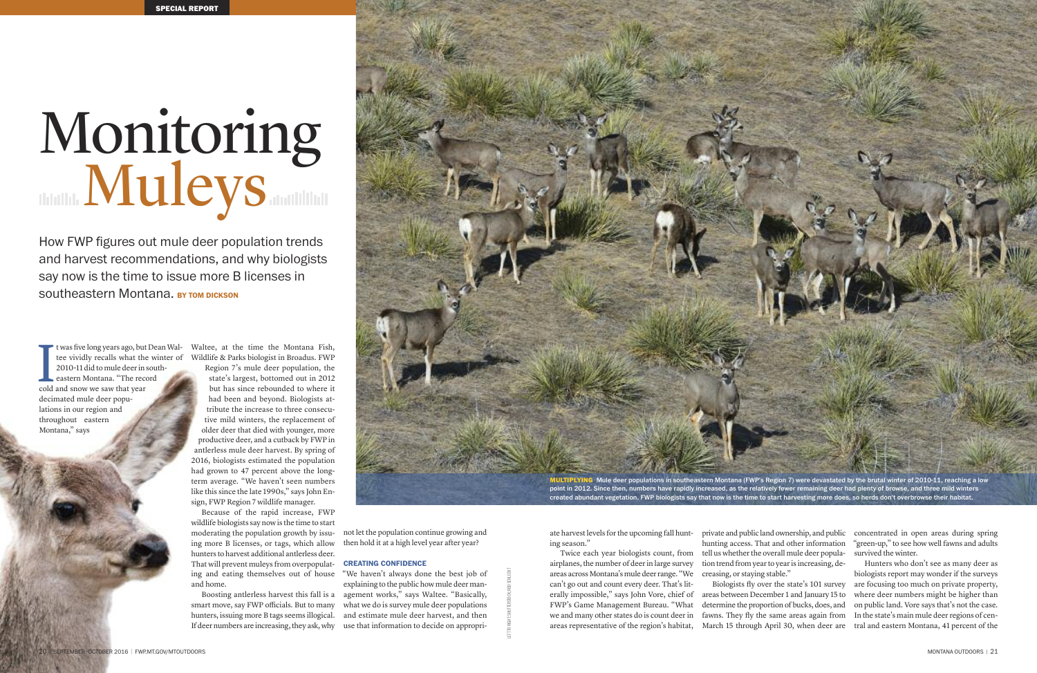SPECIAL REPORT

# Monitoring Muleys

How FWP figures out mule deer population trends and harvest recommendations, and why biologists say now is the time to issue more B licenses in southeastern Montana. **BY TOM DICKSON**

It was five long years ago, but Dean Waltee vividly recalls what the winter of 2010-11 did to mule deer in southeastern Montana. "The record cold and snow we saw that year decimated mule deer populations in our region and throughout eastern Montana," says Waltee, at the time the Montana Fish, Wildlife & Parks biologist in Broadus. FWP Region 7's mule deer population, the state's largest, bottomed out in 2012 but has since rebounded to where it had been and beyond. Biologists attribute the increase to three consecutive mild winters, the replacement of older deer that died with younger, more productive deer, and a cutback by FWP in antlerless mule deer harvest. By spring of 2016, biologists estimated the population had grown to 47 percent above the long-term average. "We haven't seen numbers like this since the late 1990s," says John Ensign, FWP Region 7 wildlife manager.

Because of the rapid increase, FWP wildlife biologists say now is the time to start moderating the population growth by issuing more B licenses, or tags, which allow hunters to harvest additional antlerless deer. That will prevent muleys from overpopulating and eating themselves out of house and home.

Boosting antlerless harvest this fall is a smart move, say FWP officials. But to many hunters, issuing more B tags seems illogical. If deer numbers are increasing, they ask, why not let the population continue growing and then hold it at a high level year after year?

## CREATING CONFIDENCE

"We haven't always done the best job of explaining to the public how mule deer management works," says Waltee. "Basically, what we do is survey mule deer populations and estimate mule deer harvest, and then use that information to decide on appropriate harvest levels for the upcoming fall hunting season."

Twice each year biologists count, from airplanes, the number of deer in large survey areas across Montana's mule deer range. "We can't go out and count every deer. That's literally impossible," says John Vore, chief of FWP's Game Management Bureau. "What we and many other states do is count deer in areas representative of the region's habitat, private and public land ownership, and public hunting access. That and other information tell us whether the overall mule deer population trend from year to year is increasing, decreasing, or staying stable."

Biologists fly over the state's 101 survey areas between December 1 and January 15 to determine the proportion of bucks, does, and fawns. They fly the same areas again from March 15 through April 30, when deer are concentrated in open areas during spring "green-up," to see how well fawns and adults survived the winter.

Hunters who don't see as many deer as biologists report may wonder if the surveys are focusing too much on private property, where deer numbers might be higher than on public land. Vore says that's not the case. In the state's main mule deer regions of central and eastern Montana, 41 percent of the

**MULTIPLYING** Mule deer populations in southeastern Montana (FWP's Region 7) were devastated by the brutal winter of 2010-11, reaching a low point in 2012. Since then, numbers have rapidly increased, as the relatively fewer remaining deer had plenty of browse, and three mild winters created abundant vegetation. FWP biologists say that now is the time to start harvesting more does, so herds don't overbrowse their habitat.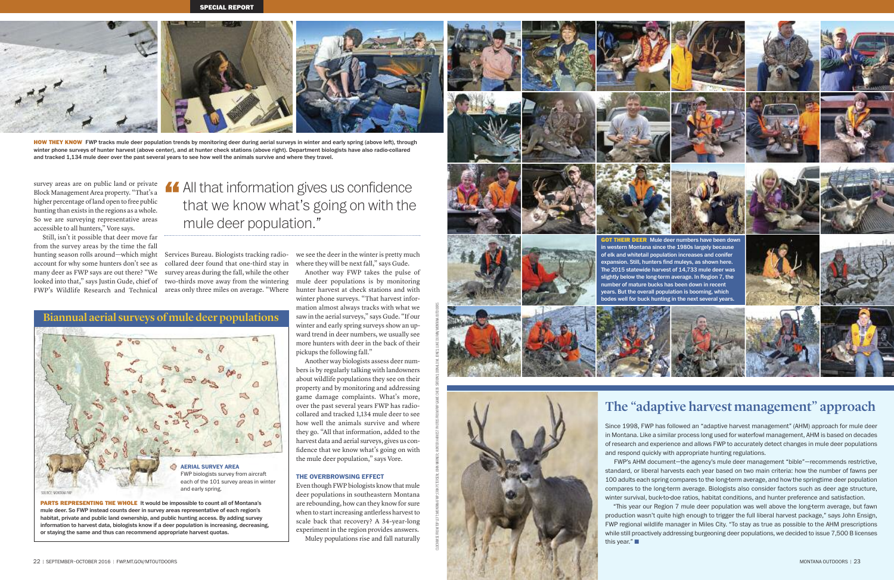**HOW THEY KNOW** FWP tracks mule deer population trends by monitoring deer during aerial surveys in winter and early spring (above left), through winter phone surveys of hunter harvest (above center), and at hunter check stations (above right). Department biologists have also radio-collared and tracked 1,134 mule deer over the past several years to see how well the animals survive and where they travel.

survey areas are on public land or private Block Management Area property. "That's a higher percentage of land open to free public hunting than exists in the regions as a whole. So we are surveying representative areas accessible to all hunters," Vore says.

Still, isn't it possible that deer move far from the survey areas by the time the fall hunting season rolls around—which might account for why some hunters don't see as many deer as FWP says are out there? "We looked into that," says Justin Gude, chief of FWP's Wildlife Research and Technical Services Bureau. Biologists tracking radio-collared deer found that one-third stay in survey areas during the fall, while the other two-thirds move away from the wintering areas only three miles on average. "Where we see the deer in the winter is pretty much where they will be next fall," says Gude.

> "All that information gives us confidence that we know what's going on with the mule deer population."

Another way FWP takes the pulse of mule deer populations is by monitoring hunter harvest at check stations and with winter phone surveys. "That harvest information almost always tracks with what we saw in the aerial surveys," says Gude. "If our winter and early spring surveys show an upward trend in deer numbers, we usually see more hunters with deer in the back of their pickups the following fall."

Another way biologists assess deer numbers is by regularly talking with landowners about wildlife populations they see on their property and by monitoring and addressing game damage complaints. What's more, over the past several years FWP has radio-collared and tracked 1,134 mule deer to see how well the animals survive and where they go. "All that information, added to the harvest data and aerial surveys, gives us confidence that we know what's going on with the mule deer population," says Vore.

### THE OVERBROWSING EFFECT

Even though FWP biologists know that mule deer populations in southeastern Montana are rebounding, how can they know for sure when to start increasing antlerless harvest to scale back that recovery? A 34-year-long experiment in the region provides answers.

Muley populations rise and fall naturally

## Biannual aerial surveys of mule deer populations

**AERIAL SURVEY AREA**
FWP biologists survey from aircraft each of the 101 survey areas in winter and early spring.

SOURCE: MONTANA FWP

**PARTS REPRESENTING THE WHOLE** It would be impossible to count all of Montana's mule deer. So FWP instead counts deer in survey areas representative of each region's habitat, private and public land ownership, and public hunting access. By adding survey information to harvest data, biologists know if a deer population is increasing, decreasing, or staying the same and thus can recommend appropriate harvest quotas.

**GOT THEIR DEER** Mule deer numbers have been down in western Montana since the 1980s largely because of elk and whitetail population increases and conifer expansion. Still, hunters find muleys, as shown here. The 2015 statewide harvest of 14,733 mule deer was slightly below the long-term average. In Region 7, the number of mature bucks has been down in recent years. But the overall population is booming, which bodes well for buck hunting in the next several years.

## The "adaptive harvest management" approach

Since 1998, FWP has followed an "adaptive harvest management" (AHM) approach for mule deer in Montana. Like a similar process long used for waterfowl management, AHM is based on decades of research and experience and allows FWP to accurately detect changes in mule deer populations and respond quickly with appropriate hunting regulations.

FWP's AHM document—the agency's mule deer management "bible"—recommends restrictive, standard, or liberal harvests each year based on two main criteria: how the number of fawns per 100 adults each spring compares to the long-term average, and how the springtime deer population compares to the long-term average. Biologists also consider factors such as deer age structure, winter survival, buck-to-doe ratios, habitat conditions, and hunter preference and satisfaction.

"This year our Region 7 mule deer population was well above the long-term average, but fawn production wasn't quite high enough to trigger the full liberal harvest package," says John Ensign, FWP regional wildlife manager in Miles City. "To stay as true as possible to the AHM prescriptions while still proactively addressing burgeoning deer populations, we decided to issue 7,500 B licenses this year." ■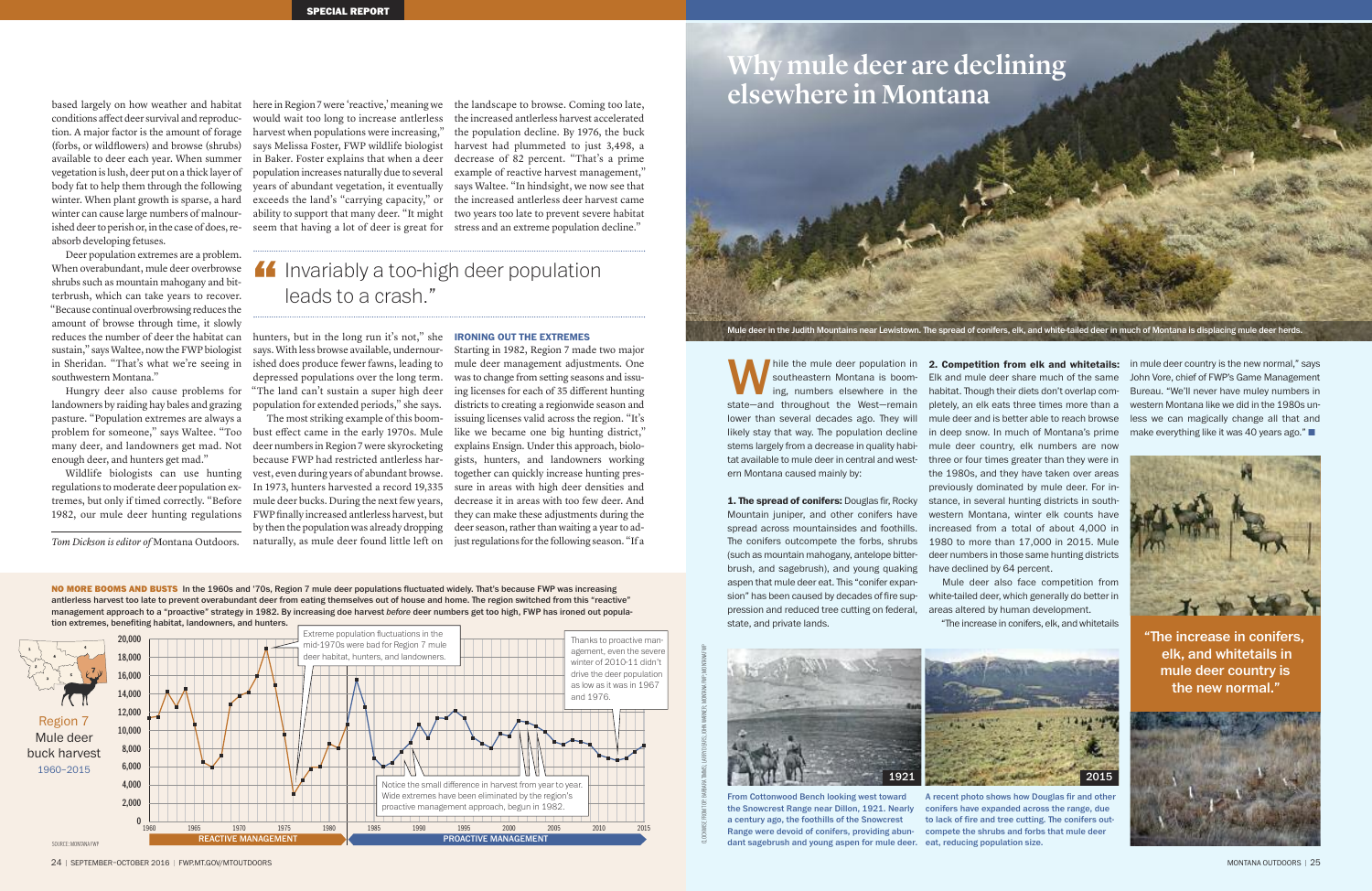based largely on how weather and habitat conditions affect deer survival and reproduction. A major factor is the amount of forage (forbs, or wildflowers) and browse (shrubs) available to deer each year. When summer vegetation is lush, deer put on a thick layer of body fat to help them through the following winter. When plant growth is sparse, a hard winter can cause large numbers of malnourished deer to perish or, in the case of does, reabsorb developing fetuses.

Deer population extremes are a problem. When overabundant, mule deer overbrowse shrubs such as mountain mahogany and bitterbrush, which can take years to recover. "Because continual overbrowsing reduces the amount of browse through time, it slowly reduces the number of deer the habitat can sustain," says Waltee, now the FWP biologist in Sheridan. "That's what we're seeing in southwestern Montana."

Hungry deer also cause problems for landowners by raiding hay bales and grazing pasture. "Population extremes are always a problem for someone," says Waltee. "Too many deer, and landowners get mad. Not enough deer, and hunters get mad."

Wildlife biologists can use hunting regulations to moderate deer population extremes, but only if timed correctly. "Before 1982, our mule deer hunting regulations here in Region 7 were 'reactive,' meaning we would wait too long to increase antlerless harvest when populations were increasing," says Melissa Foster, FWP wildlife biologist in Baker. Foster explains that when a deer population increases naturally due to several years of abundant vegetation, it eventually exceeds the land's "carrying capacity," or ability to support that many deer. "It might seem that having a lot of deer is great for hunters, but in the long run it's not," she says. With less browse available, undernourished does produce fewer fawns, leading to depressed populations over the long term. "The land can't sustain a super high deer population for extended periods," she says.

The most striking example of this boom-bust effect came in the early 1970s. Mule deer numbers in Region 7 were skyrocketing because FWP had restricted antlerless harvest, even during years of abundant browse. In 1973, hunters harvested a record 19,335 mule deer bucks. During the next few years, FWP finally increased antlerless harvest, but by then the population was already dropping naturally, as mule deer found little left on the landscape to browse. Coming too late, the increased antlerless harvest accelerated the population decline. By 1976, the buck harvest had plummeted to just 3,498, a decrease of 82 percent. "That's a prime example of reactive harvest management," says Waltee. "In hindsight, we now see that the increased antlerless deer harvest came two years too late to prevent severe habitat stress and an extreme population decline."

> "Invariably a too-high deer population leads to a crash."

### IRONING OUT THE EXTREMES

Starting in 1982, Region 7 made two major mule deer management adjustments. One was to change from setting seasons and issuing licenses for each of 35 different hunting districts to creating a regionwide season and issuing licenses valid across the region. "It's like we became one big hunting district," explains Ensign. Under this approach, biologists, hunters, and landowners working together can quickly increase hunting pressure in areas with high deer densities and decrease it in areas with too few deer. And they can make these adjustments during the deer season, rather than waiting a year to adjust regulations for the following season. "If a

*Tom Dickson is editor of* Montana Outdoors.

**NO MORE BOOMS AND BUSTS** In the 1960s and '70s, Region 7 mule deer populations fluctuated widely. That's because FWP was increasing antlerless harvest too late to prevent overabundant deer from eating themselves out of house and home. The region switched from this "reactive" management approach to a "proactive" strategy in 1982. By increasing doe harvest *before* deer numbers get too high, FWP has ironed out population extremes, benefiting habitat, landowners, and hunters.

Region 7 Mule deer buck harvest 1960–2015

Extreme population fluctuations in the mid-1970s were bad for Region 7 mule deer habitat, hunters, and landowners.

Thanks to proactive management, even the severe winter of 2010-11 didn't drive the deer population as low as it was in 1967 and 1976.

Notice the small difference in harvest from year to year. Wide extremes have been eliminated by the region's proactive management approach, begun in 1982.

REACTIVE MANAGEMENT | PROACTIVE MANAGEMENT

SOURCE: MONTANA FWP

# Why mule deer are declining elsewhere in Montana

Mule deer in the Judith Mountains near Lewistown. The spread of conifers, elk, and white-tailed deer in much of Montana is displacing mule deer herds.

While the mule deer population in southeastern Montana is booming, numbers elsewhere in the state—and throughout the West—remain lower than several decades ago. They will likely stay that way. The population decline stems largely from a decrease in quality habitat available to mule deer in central and western Montana caused mainly by:

**1. The spread of conifers:** Douglas fir, Rocky Mountain juniper, and other conifers have spread across mountainsides and foothills. The conifers outcompete the forbs, shrubs (such as mountain mahogany, antelope bitterbrush, and sagebrush), and young quaking aspen that mule deer eat. This "conifer expansion" has been caused by decades of fire suppression and reduced tree cutting on federal, state, and private lands.

**2. Competition from elk and whitetails:** Elk and mule deer share much of the same habitat. Though their diets don't overlap completely, an elk eats three times more than a mule deer and is better able to reach browse in deep snow. In much of Montana's prime mule deer country, elk numbers are now three or four times greater than they were in the 1980s, and they have taken over areas previously dominated by mule deer. For instance, in several hunting districts in southwestern Montana, elk winter counts have increased from a total of about 4,000 in 1980 to more than 17,000 in 2015. Mule deer numbers in those same hunting districts have declined by 64 percent.

Mule deer also face competition from white-tailed deer, which generally do better in areas altered by human development.

"The increase in conifers, elk, and whitetails in mule deer country is the new normal," says John Vore, chief of FWP's Game Management Bureau. "We'll never have muley numbers in western Montana like we did in the 1980s unless we can magically change all that and make everything like it was 40 years ago." ■

> "The increase in conifers, elk, and whitetails in mule deer country is the new normal."

1921

From Cottonwood Bench looking west toward the Snowcrest Range near Dillon, 1921. Nearly a century ago, the foothills of the Snowcrest Range were devoid of conifers, providing abundant sagebrush and young aspen for mule deer.

2015

A recent photo shows how Douglas fir and other conifers have expanded across the range, due to lack of fire and tree cutting. The conifers outcompete the shrubs and forbs that mule deer eat, reducing population size.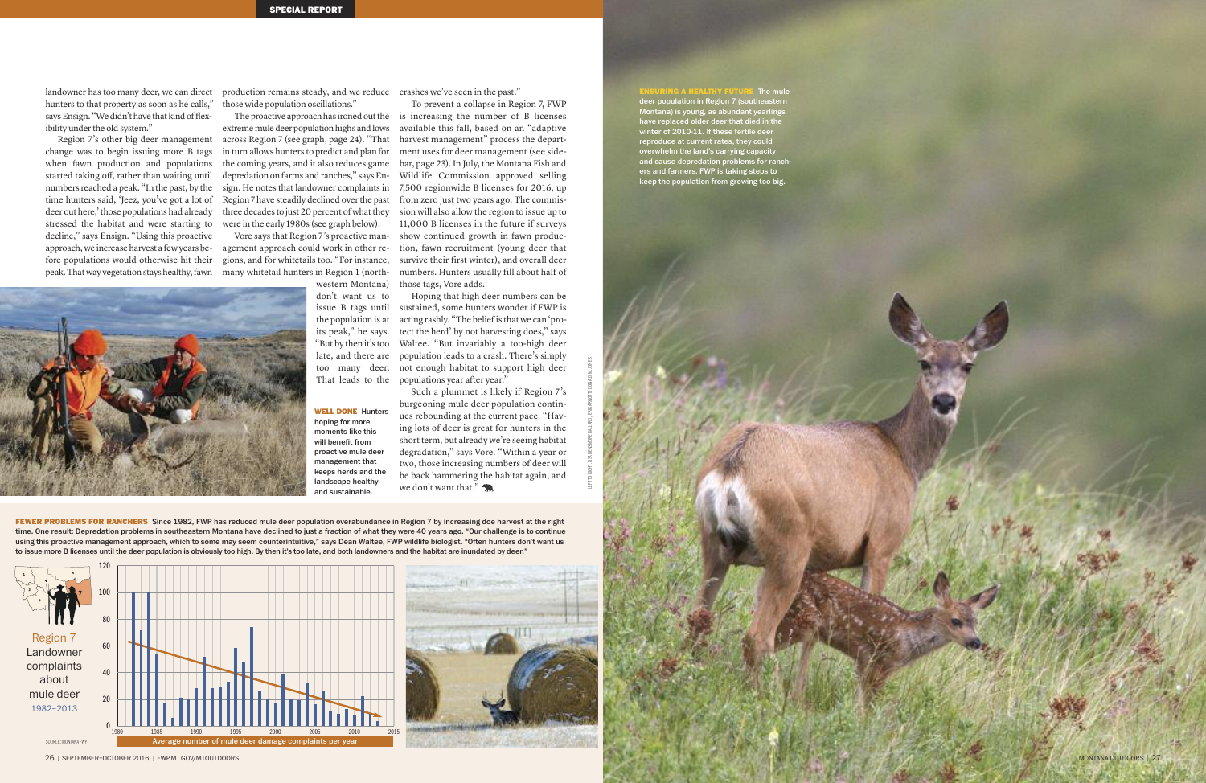landowner has too many deer, we can direct hunters to that property as soon as he calls," says Ensign. "We didn't have that kind of flexibility under the old system."

Region 7's other big deer management change was to begin issuing more B tags when fawn production and populations started taking off, rather than waiting until numbers reached a peak. "In the past, by the time hunters said, 'Jeez, you've got a lot of deer out here,' those populations had already stressed the habitat and were starting to decline," says Ensign. "Using this proactive approach, we increase harvest a few years before populations would otherwise hit their peak. That way vegetation stays healthy, fawn production remains steady, and we reduce those wide population oscillations."

The proactive approach has ironed out the extreme mule deer population highs and lows across Region 7 (see graph, page 24). "That in turn allows hunters to predict and plan for the coming years, and it also reduces game depredation on farms and ranches," says Ensign. He notes that landowner complaints in Region 7 have steadily declined over the past three decades to just 20 percent of what they were in the early 1980s (see graph below).

Vore says that Region 7's proactive management approach could work in other regions, and for whitetails too. "For instance, many whitetail hunters in Region 1 (northwestern Montana) don't want us to issue B tags until the population is at its peak," he says. "But by then it's too late, and there are too many deer. That leads to the crashes we've seen in the past."

To prevent a collapse in Region 7, FWP is increasing the number of B licenses available this fall, based on an "adaptive harvest management" process the department uses for deer management (see sidebar, page 23). In July, the Montana Fish and Wildlife Commission approved selling 7,500 regionwide B licenses for 2016, up from zero just two years ago. The commission will also allow the region to issue up to 11,000 B licenses in the future if surveys show continued growth in fawn production, fawn recruitment (young deer that survive their first winter), and overall deer numbers. Hunters usually fill about half of those tags, Vore adds.

Hoping that high deer numbers can be sustained, some hunters wonder if FWP is acting rashly. "The belief is that we can 'protect the herd' by not harvesting does," says Waltee. "But invariably a too-high deer population leads to a crash. There's simply not enough habitat to support high deer populations year after year."

Such a plummet is likely if Region 7's burgeoning mule deer population continues rebounding at the current pace. "Having lots of deer is great for hunters in the short term, but already we're seeing habitat degradation," says Vore. "Within a year or two, those increasing numbers of deer will be back hammering the habitat again, and we don't want that."

**WELL DONE** Hunters hoping for more moments like this will benefit from proactive mule deer management that keeps herds and the landscape healthy and sustainable.

**ENSURING A HEALTHY FUTURE** The mule deer population in Region 7 (southeastern Montana) is young, as abundant yearlings have replaced older deer that died in the winter of 2010-11. If these fertile deer reproduce at current rates, they could overwhelm the land's carrying capacity and cause depredation problems for ranchers and farmers. FWP is taking steps to keep the population from growing too big.

**FEWER PROBLEMS FOR RANCHERS** Since 1982, FWP has reduced mule deer population overabundance in Region 7 by increasing doe harvest at the right time. One result: Depredation problems in southeastern Montana have declined to just a fraction of what they were 40 years ago. "Our challenge is to continue using this proactive management approach, which to some may seem counterintuitive," says Dean Waltee, FWP wildlife biologist. "Often hunters don't want us to issue more B licenses until the deer population is obviously too high. By then it's too late, and both landowners and the habitat are inundated by deer."

Region 7
Landowner complaints about mule deer
1982–2013

0
20
40
60
80
100
120

1980 1985 1990 1995 2000 2005 2010 2015

Average number of mule deer damage complaints per year

SOURCE: MONTANA FWP